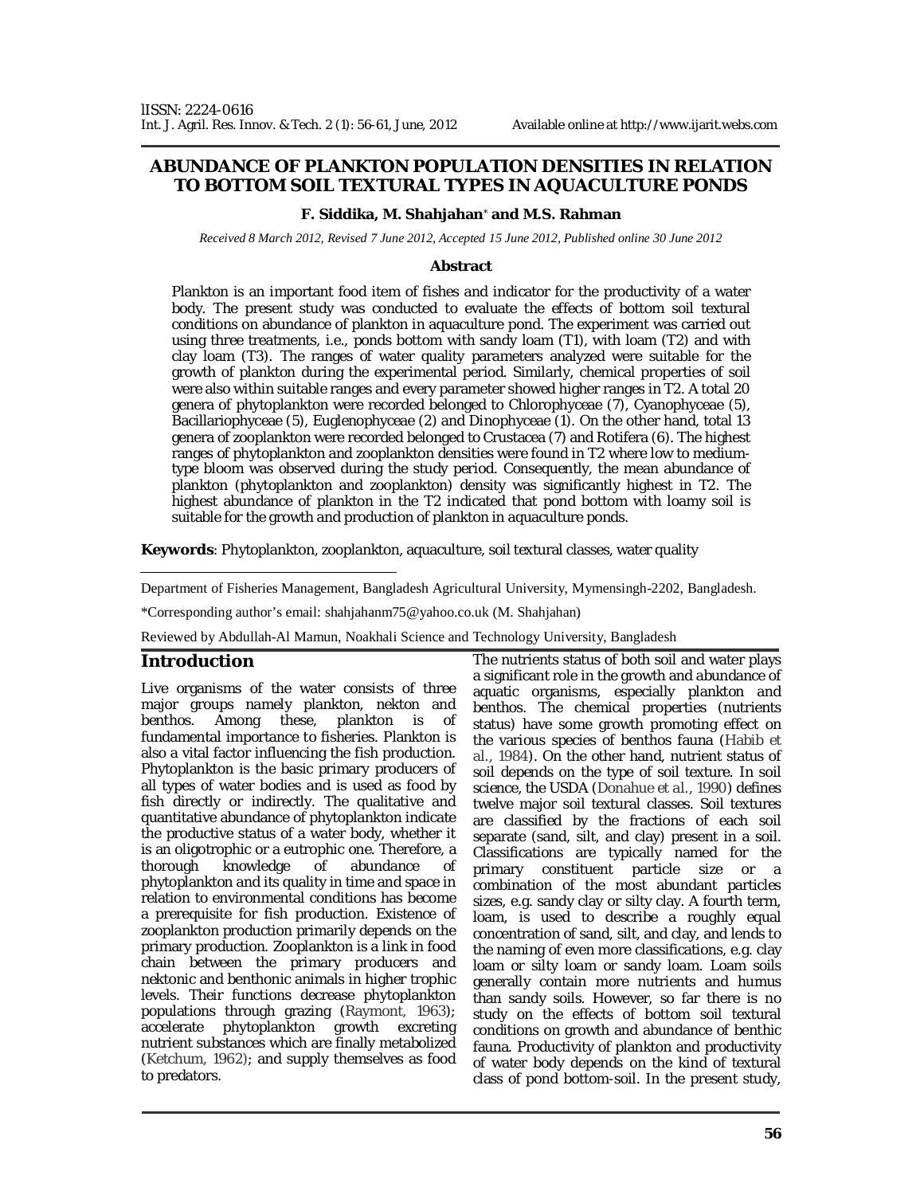# ABUNDANCE OF PLANKTON POPULATION DENSITIES IN RELATION TO BOTTOM SOIL TEXTURAL TYPES IN AQUACULTURE PONDS

**F. Siddika, M. Shahjahan*** **and M.S. Rahman**

*Received 8 March 2012, Revised 7 June 2012, Accepted 15 June 2012, Published online 30 June 2012*

## Abstract

Plankton is an important food item of fishes and indicator for the productivity of a water body. The present study was conducted to evaluate the effects of bottom soil textural conditions on abundance of plankton in aquaculture pond. The experiment was carried out using three treatments, i.e., ponds bottom with sandy loam (T1), with loam (T2) and with clay loam (T3). The ranges of water quality parameters analyzed were suitable for the growth of plankton during the experimental period. Similarly, chemical properties of soil were also within suitable ranges and every parameter showed higher ranges in T2. A total 20 genera of phytoplankton were recorded belonged to Chlorophyceae (7), Cyanophyceae (5), Bacillariophyceae (5), Euglenophyceae (2) and Dinophyceae (1). On the other hand, total 13 genera of zooplankton were recorded belonged to Crustacea (7) and Rotifera (6). The highest ranges of phytoplankton and zooplankton densities were found in T2 where low to medium-type bloom was observed during the study period. Consequently, the mean abundance of plankton (phytoplankton and zooplankton) density was significantly highest in T2. The highest abundance of plankton in the T2 indicated that pond bottom with loamy soil is suitable for the growth and production of plankton in aquaculture ponds.

**Keywords**: Phytoplankton, zooplankton, aquaculture, soil textural classes, water quality

Department of Fisheries Management, Bangladesh Agricultural University, Mymensingh-2202, Bangladesh.

*Corresponding author's email: shahjahanm75@yahoo.co.uk (M. Shahjahan)

Reviewed by Abdullah-Al Mamun, Noakhali Science and Technology University, Bangladesh

## Introduction

Live organisms of the water consists of three major groups namely plankton, nekton and benthos. Among these, plankton is of fundamental importance to fisheries. Plankton is also a vital factor influencing the fish production. Phytoplankton is the basic primary producers of all types of water bodies and is used as food by fish directly or indirectly. The qualitative and quantitative abundance of phytoplankton indicate the productive status of a water body, whether it is an oligotrophic or a eutrophic one. Therefore, a thorough knowledge of abundance of phytoplankton and its quality in time and space in relation to environmental conditions has become a prerequisite for fish production. Existence of zooplankton production primarily depends on the primary production. Zooplankton is a link in food chain between the primary producers and nektonic and benthonic animals in higher trophic levels. Their functions decrease phytoplankton populations through grazing (Raymont, 1963); accelerate phytoplankton growth excreting nutrient substances which are finally metabolized (Ketchum, 1962); and supply themselves as food to predators.

The nutrients status of both soil and water plays a significant role in the growth and abundance of aquatic organisms, especially plankton and benthos. The chemical properties (nutrients status) have some growth promoting effect on the various species of benthos fauna (Habib et al., 1984). On the other hand, nutrient status of soil depends on the type of soil texture. In soil science, the USDA (Donahue et al., 1990) defines twelve major soil textural classes. Soil textures are classified by the fractions of each soil separate (sand, silt, and clay) present in a soil. Classifications are typically named for the primary constituent particle size or a combination of the most abundant particles sizes, e.g. sandy clay or silty clay. A fourth term, loam, is used to describe a roughly equal concentration of sand, silt, and clay, and lends to the naming of even more classifications, e.g. clay loam or silty loam or sandy loam. Loam soils generally contain more nutrients and humus than sandy soils. However, so far there is no study on the effects of bottom soil textural conditions on growth and abundance of benthic fauna. Productivity of plankton and productivity of water body depends on the kind of textural class of pond bottom-soil. In the present study,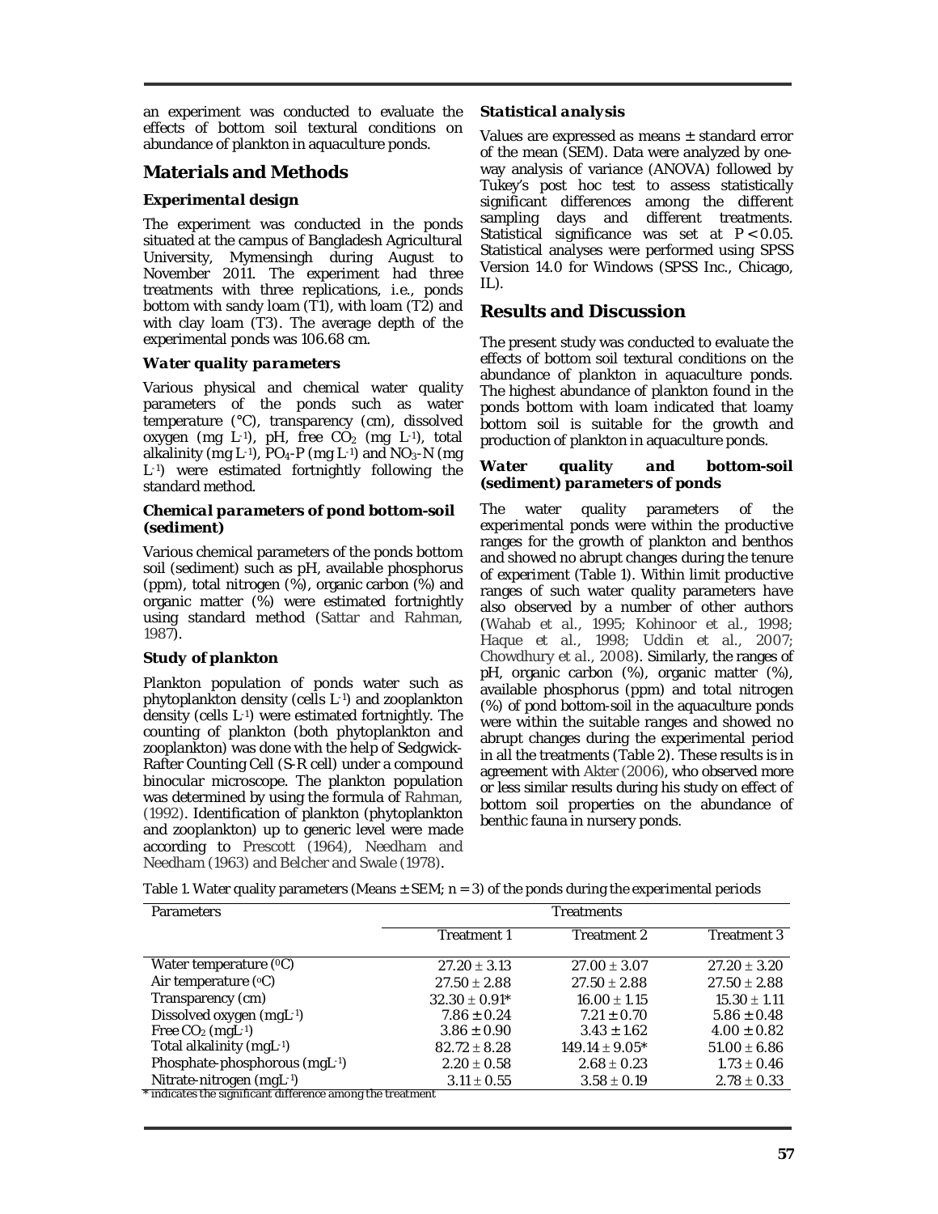an experiment was conducted to evaluate the effects of bottom soil textural conditions on abundance of plankton in aquaculture ponds.

## Materials and Methods

### Experimental design

The experiment was conducted in the ponds situated at the campus of Bangladesh Agricultural University, Mymensingh during August to November 2011. The experiment had three treatments with three replications, i.e., ponds bottom with sandy loam (T1), with loam (T2) and with clay loam (T3). The average depth of the experimental ponds was 106.68 cm.

### Water quality parameters

Various physical and chemical water quality parameters of the ponds such as water temperature (°C), transparency (cm), dissolved oxygen (mg $L^{-1}$), pH, free $CO_2$ (mg $L^{-1}$), total alkalinity (mg $L^{-1}$), $PO_4$-P (mg $L^{-1}$) and $NO_3$-N (mg $L^{-1}$) were estimated fortnightly following the standard method.

### Chemical parameters of pond bottom-soil (sediment)

Various chemical parameters of the ponds bottom soil (sediment) such as pH, available phosphorus (ppm), total nitrogen (%), organic carbon (%) and organic matter (%) were estimated fortnightly using standard method (Sattar and Rahman, 1987).

### Study of plankton

Plankton population of ponds water such as phytoplankton density (cells $L^{-1}$) and zooplankton density (cells $L^{-1}$) were estimated fortnightly. The counting of plankton (both phytoplankton and zooplankton) was done with the help of Sedgwick-Rafter Counting Cell (S-R cell) under a compound binocular microscope. The plankton population was determined by using the formula of Rahman, (1992). Identification of plankton (phytoplankton and zooplankton) up to generic level were made according to Prescott (1964), Needham and Needham (1963) and Belcher and Swale (1978).

### Statistical analysis

Values are expressed as means ± standard error of the mean (SEM). Data were analyzed by one-way analysis of variance (ANOVA) followed by Tukey's post hoc test to assess statistically significant differences among the different sampling days and different treatments. Statistical significance was set at $P < 0.05$. Statistical analyses were performed using SPSS Version 14.0 for Windows (SPSS Inc., Chicago, IL).

## Results and Discussion

The present study was conducted to evaluate the effects of bottom soil textural conditions on the abundance of plankton in aquaculture ponds. The highest abundance of plankton found in the ponds bottom with loam indicated that loamy bottom soil is suitable for the growth and production of plankton in aquaculture ponds.

### Water quality and bottom-soil (sediment) parameters of ponds

The water quality parameters of the experimental ponds were within the productive ranges for the growth of plankton and benthos and showed no abrupt changes during the tenure of experiment (Table 1). Within limit productive ranges of such water quality parameters have also observed by a number of other authors (Wahab et al., 1995; Kohinoor et al., 1998; Haque et al., 1998; Uddin et al., 2007; Chowdhury et al., 2008). Similarly, the ranges of pH, organic carbon (%), organic matter (%), available phosphorus (ppm) and total nitrogen (%) of pond bottom-soil in the aquaculture ponds were within the suitable ranges and showed no abrupt changes during the experimental period in all the treatments (Table 2). These results is in agreement with Akter (2006), who observed more or less similar results during his study on effect of bottom soil properties on the abundance of benthic fauna in nursery ponds.

Table 1. Water quality parameters (Means ± SEM; n = 3) of the ponds during the experimental periods

| Parameters | Treatments | | |
|---|---|---|---|
| | Treatment 1 | Treatment 2 | Treatment 3 |
| Water temperature (°C) | 27.20 ± 3.13 | 27.00 ± 3.07 | 27.20 ± 3.20 |
| Air temperature (°C) | 27.50 ± 2.88 | 27.50 ± 2.88 | 27.50 ± 2.88 |
| Transparency (cm) | 32.30 ± 0.91* | 16.00 ± 1.15 | 15.30 ± 1.11 |
| Dissolved oxygen ($mgL^{-1}$) | 7.86 ± 0.24 | 7.21 ± 0.70 | 5.86 ± 0.48 |
| Free $CO_2$ ($mgL^{-1}$) | 3.86 ± 0.90 | 3.43 ± 1.62 | 4.00 ± 0.82 |
| Total alkalinity ($mgL^{-1}$) | 82.72 ± 8.28 | 149.14 ± 9.05* | 51.00 ± 6.86 |
| Phosphate-phosphorous ($mgL^{-1}$) | 2.20 ± 0.58 | 2.68 ± 0.23 | 1.73 ± 0.46 |
| Nitrate-nitrogen ($mgL^{-1}$) | 3.11 ± 0.55 | 3.58 ± 0.19 | 2.78 ± 0.33 |

\* indicates the significant difference among the treatment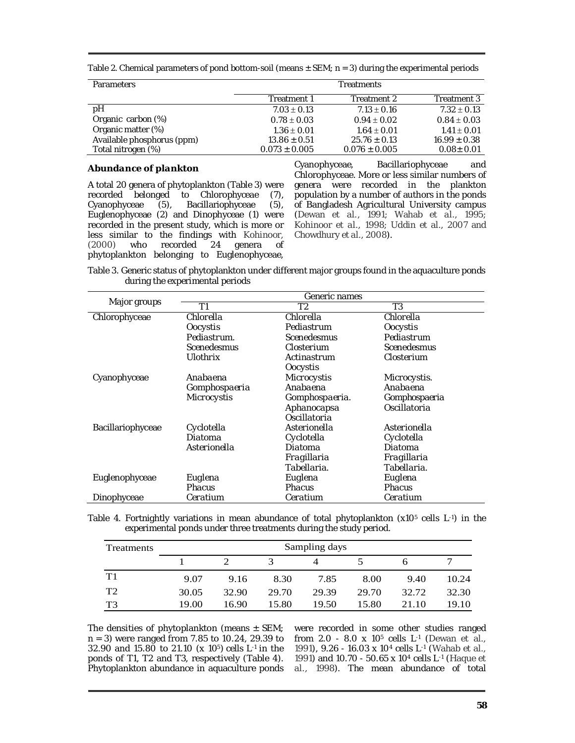Table 2. Chemical parameters of pond bottom-soil (means ± SEM; n = 3) during the experimental periods

| Parameters | Treatments | | |
|---|---|---|---|
| | Treatment 1 | Treatment 2 | Treatment 3 |
| pH | 7.03 ± 0.13 | 7.13 ± 0.16 | 7.32 ± 0.13 |
| Organic carbon (%) | 0.78 ± 0.03 | 0.94 ± 0.02 | 0.84 ± 0.03 |
| Organic matter (%) | 1.36 ± 0.01 | 1.64 ± 0.01 | 1.41 ± 0.01 |
| Available phosphorus (ppm) | 13.86 ± 0.51 | 25.76 ± 0.13 | 16.99 ± 0.38 |
| Total nitrogen (%) | 0.073 ± 0.005 | 0.076 ± 0.005 | 0.08 ± 0.01 |

### *Abundance of plankton*

A total 20 genera of phytoplankton (Table 3) were recorded belonged to Chlorophyceae (7), Cyanophyceae (5), Bacillariophyceae (5), Euglenophyceae (2) and Dinophyceae (1) were recorded in the present study, which is more or less similar to the findings with Kohinoor, (2000) who recorded 24 genera of phytoplankton belonging to Euglenophyceae, Cyanophyceae, Bacillariophyceae and Chlorophyceae. More or less similar numbers of genera were recorded in the plankton population by a number of authors in the ponds of Bangladesh Agricultural University campus (Dewan et al., 1991; Wahab et al., 1995; Kohinoor et al., 1998; Uddin et al., 2007 and Chowdhury et al., 2008).

Table 3. Generic status of phytoplankton under different major groups found in the aquaculture ponds during the experimental periods

| Major groups | Generic names | | |
|---|---|---|---|
| | T1 | T2 | T3 |
| Chlorophyceae | *Chlorella* | *Chlorella* | *Chlorella* |
| | *Oocystis* | *Pediastrum* | *Oocystis* |
| | *Pediastrum.* | *Scenedesmus* | *Pediastrum* |
| | *Scenedesmus* | *Closterium* | *Scenedesmus* |
| | *Ulothrix* | *Actinastrum* | *Closterium* |
| | | *Oocystis* | |
| Cyanophyceae | *Anabaena* | *Microcystis* | *Microcystis.* |
| | *Gomphospaeria* | *Anabaena* | *Anabaena* |
| | *Microcystis* | *Gomphospaeria.* | *Gomphospaeria* |
| | | *Aphanocapsa* | *Oscillatoria* |
| | | *Oscillatoria* | |
| Bacillariophyceae | *Cyclotella* | *Asterionella* | *Asterionella* |
| | *Diatoma* | *Cyclotella* | *Cyclotella* |
| | *Asterionella* | *Diatoma* | *Diatoma* |
| | | *Fragillaria* | *Fragillaria* |
| | | *Tabellaria.* | *Tabellaria.* |
| Euglenophyceae | *Euglena* | *Euglena* | *Euglena* |
| | *Phacus* | *Phacus* | *Phacus* |
| Dinophyceae | *Ceratium* | *Ceratium* | *Ceratium* |

Table 4. Fortnightly variations in mean abundance of total phytoplankton ($x10^5$ cells $L^{-1}$) in the experimental ponds under three treatments during the study period.

| Treatments | Sampling days | | | | | | |
|---|---|---|---|---|---|---|---|
| | 1 | 2 | 3 | 4 | 5 | 6 | 7 |
| T1 | 9.07 | 9.16 | 8.30 | 7.85 | 8.00 | 9.40 | 10.24 |
| T2 | 30.05 | 32.90 | 29.70 | 29.39 | 29.70 | 32.72 | 32.30 |
| T3 | 19.00 | 16.90 | 15.80 | 19.50 | 15.80 | 21.10 | 19.10 |

The densities of phytoplankton (means ± SEM; n = 3) were ranged from 7.85 to 10.24, 29.39 to 32.90 and 15.80 to 21.10 (x $10^5$) cells $L^{-1}$ in the ponds of T1, T2 and T3, respectively (Table 4). Phytoplankton abundance in aquaculture ponds were recorded in some other studies ranged from 2.0 - 8.0 x $10^5$ cells $L^{-1}$ (Dewan et al., 1991), 9.26 - 16.03 x $10^4$ cells $L^{-1}$ (Wahab et al., 1991) and 10.70 - 50.65 x $10^4$ cells $L^{-1}$ (Haque et al., 1998). The mean abundance of total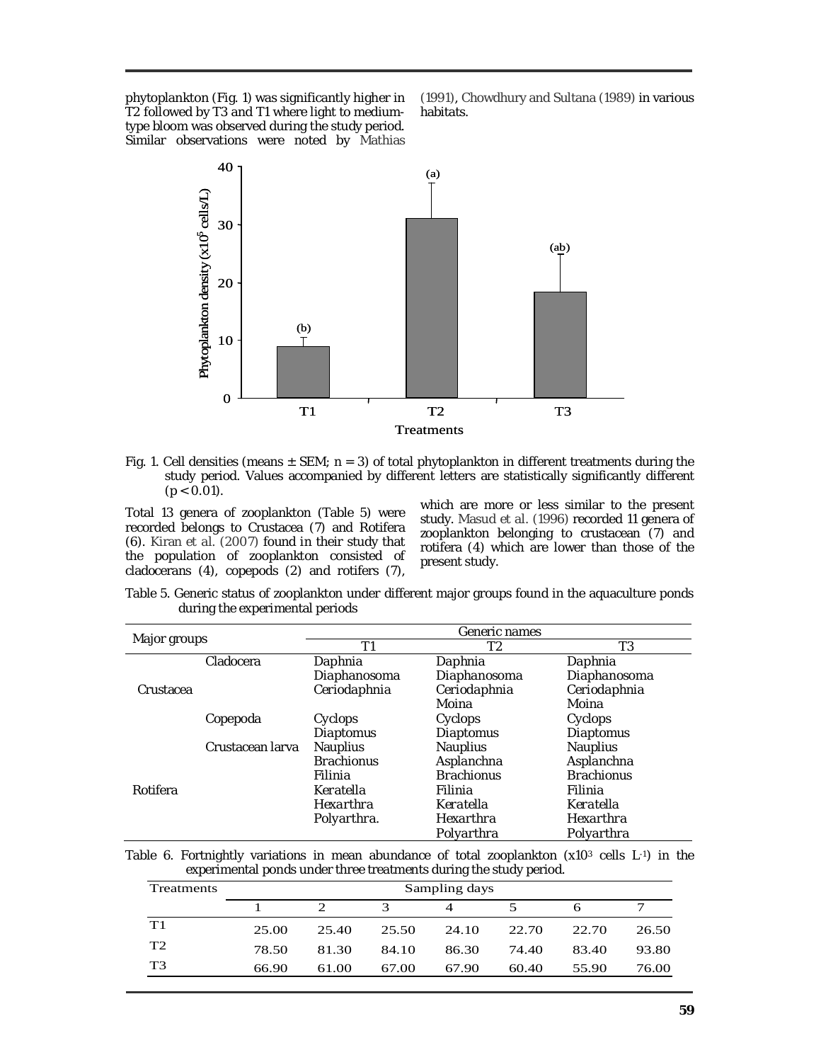phytoplankton (Fig. 1) was significantly higher in T2 followed by T3 and T1 where light to medium-type bloom was observed during the study period. Similar observations were noted by Mathias (1991), Chowdhury and Sultana (1989) in various habitats.

Fig. 1. Cell densities (means ± SEM; n = 3) of total phytoplankton in different treatments during the study period. Values accompanied by different letters are statistically significantly different ($p < 0.01$).

Total 13 genera of zooplankton (Table 5) were recorded belongs to Crustacea (7) and Rotifera (6). Kiran et al. (2007) found in their study that the population of zooplankton consisted of cladocerans (4), copepods (2) and rotifers (7), which are more or less similar to the present study. Masud et al. (1996) recorded 11 genera of zooplankton belonging to crustacean (7) and rotifera (4) which are lower than those of the present study.

Table 5. Generic status of zooplankton under different major groups found in the aquaculture ponds during the experimental periods

| Major groups | | Generic names | | |
|---|---|---|---|---|
| | | T1 | T2 | T3 |
| Crustacea | Cladocera | *Daphnia* | *Daphnia* | *Daphnia* |
| | | *Diaphanosoma* | *Diaphanosoma* | *Diaphanosoma* |
| | | *Ceriodaphnia* | *Ceriodaphnia* | *Ceriodaphnia* |
| | | | *Moina* | *Moina* |
| | Copepoda | *Cyclops* | *Cyclops* | *Cyclops* |
| | | *Diaptomus* | *Diaptomus* | *Diaptomus* |
| | Crustacean larva | *Nauplius* | *Nauplius* | *Nauplius* |
| Rotifera | | *Brachionus* | *Asplanchna* | *Asplanchna* |
| | | *Filinia* | *Brachionus* | *Brachionus* |
| | | *Keratella* | *Filinia* | *Filinia* |
| | | *Hexarthra* | *Keratella* | *Keratella* |
| | | *Polyarthra.* | *Hexarthra* | *Hexarthra* |
| | | | *Polyarthra* | *Polyarthra* |

Table 6. Fortnightly variations in mean abundance of total zooplankton ($x10^3$ cells $L^{-1}$) in the experimental ponds under three treatments during the study period.

| Treatments | Sampling days | | | | | | |
|---|---|---|---|---|---|---|---|
| | 1 | 2 | 3 | 4 | 5 | 6 | 7 |
| T1 | 25.00 | 25.40 | 25.50 | 24.10 | 22.70 | 22.70 | 26.50 |
| T2 | 78.50 | 81.30 | 84.10 | 86.30 | 74.40 | 83.40 | 93.80 |
| T3 | 66.90 | 61.00 | 67.00 | 67.90 | 60.40 | 55.90 | 76.00 |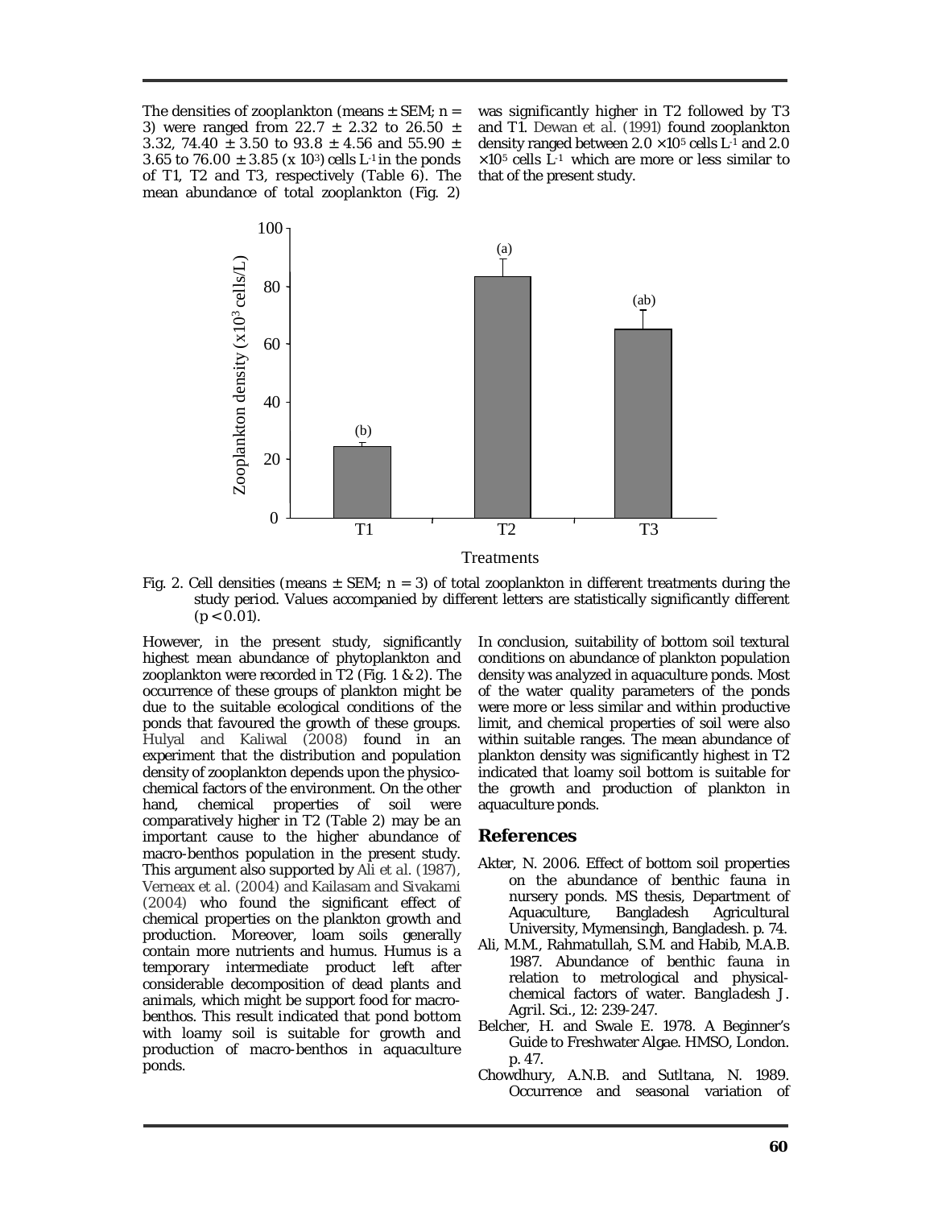The densities of zooplankton (means ± SEM; n = 3) were ranged from 22.7 ± 2.32 to 26.50 ± 3.32, 74.40 ± 3.50 to 93.8 ± 4.56 and 55.90 ± 3.65 to 76.00 ± 3.85 (x $10^3$) cells $L^{-1}$ in the ponds of T1, T2 and T3, respectively (Table 6). The mean abundance of total zooplankton (Fig. 2) was significantly higher in T2 followed by T3 and T1. Dewan et al. (1991) found zooplankton density ranged between 2.0 $\times 10^5$ cells $L^{-1}$ and 2.0 $\times 10^5$ cells $L^{-1}$ which are more or less similar to that of the present study.

Fig. 2. Cell densities (means ± SEM; n = 3) of total zooplankton in different treatments during the study period. Values accompanied by different letters are statistically significantly different ($p < 0.01$).

However, in the present study, significantly highest mean abundance of phytoplankton and zooplankton were recorded in T2 (Fig. 1 & 2). The occurrence of these groups of plankton might be due to the suitable ecological conditions of the ponds that favoured the growth of these groups. Hulyal and Kaliwal (2008) found in an experiment that the distribution and population density of zooplankton depends upon the physico-chemical factors of the environment. On the other hand, chemical properties of soil were comparatively higher in T2 (Table 2) may be an important cause to the higher abundance of macro-benthos population in the present study. This argument also supported by Ali et al. (1987), Verneax et al. (2004) and Kailasam and Sivakami (2004) who found the significant effect of chemical properties on the plankton growth and production. Moreover, loam soils generally contain more nutrients and humus. Humus is a temporary intermediate product left after considerable decomposition of dead plants and animals, which might be support food for macro-benthos. This result indicated that pond bottom with loamy soil is suitable for growth and production of macro-benthos in aquaculture ponds.

In conclusion, suitability of bottom soil textural conditions on abundance of plankton population density was analyzed in aquaculture ponds. Most of the water quality parameters of the ponds were more or less similar and within productive limit, and chemical properties of soil were also within suitable ranges. The mean abundance of plankton density was significantly highest in T2 indicated that loamy soil bottom is suitable for the growth and production of plankton in aquaculture ponds.

## References

Akter, N. 2006. Effect of bottom soil properties on the abundance of benthic fauna in nursery ponds. MS thesis, Department of Aquaculture, Bangladesh Agricultural University, Mymensingh, Bangladesh. p. 74.

Ali, M.M., Rahmatullah, S.M. and Habib, M.A.B. 1987. Abundance of benthic fauna in relation to metrological and physical-chemical factors of water. *Bangladesh J. Agril. Sci.*, 12: 239-247.

Belcher, H. and Swale E. 1978. A Beginner's Guide to Freshwater Algae. HMSO, London. p. 47.

Chowdhury, A.N.B. and Sutltana, N. 1989. Occurrence and seasonal variation of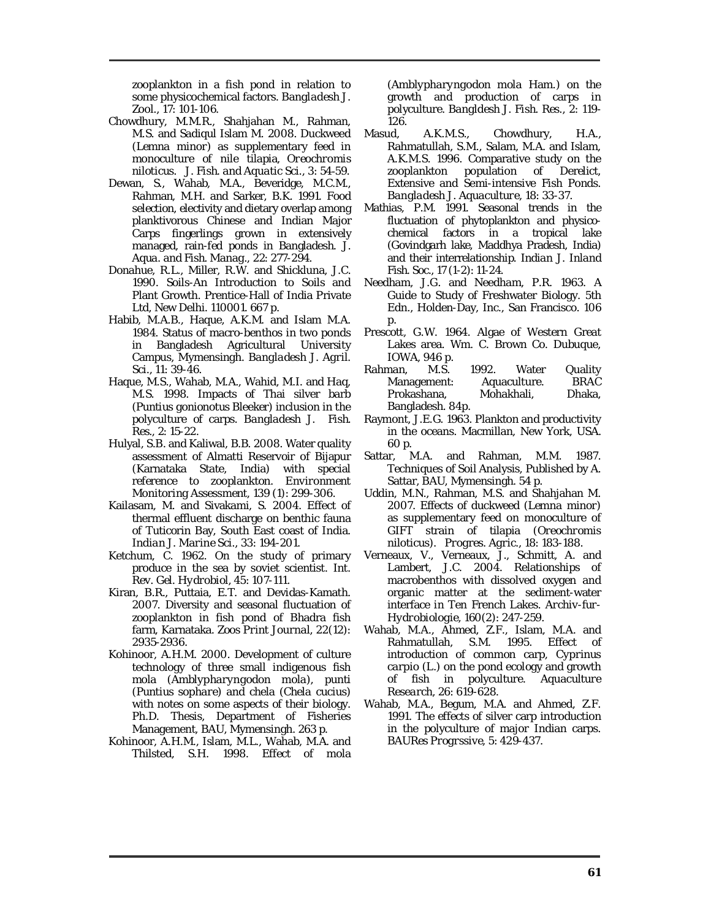zooplankton in a fish pond in relation to some physicochemical factors. *Bangladesh J. Zool.*, 17: 101-106.

Chowdhury, M.M.R., Shahjahan M., Rahman, M.S. and Sadiqul Islam M. 2008. Duckweed (*Lemna minor*) as supplementary feed in monoculture of nile tilapia, *Oreochromis niloticus*. *J. Fish. and Aquatic Sci.*, 3: 54-59.

Dewan, S., Wahab, M.A., Beveridge, M.C.M., Rahman, M.H. and Sarker, B.K. 1991. Food selection, electivity and dietary overlap among planktivorous Chinese and Indian Major Carps fingerlings grown in extensively managed, rain-fed ponds in Bangladesh. *J. Aqua. and Fish. Manag.*, 22: 277-294.

Donahue, R.L., Miller, R.W. and Shickluna, J.C. 1990. Soils-An Introduction to Soils and Plant Growth. Prentice-Hall of India Private Ltd, New Delhi. 110001. 667 p.

Habib, M.A.B., Haque, A.K.M. and Islam M.A. 1984. Status of macro-benthos in two ponds in Bangladesh Agricultural University Campus, Mymensingh. *Bangladesh J. Agril. Sci.*, 11: 39-46.

Haque, M.S., Wahab, M.A., Wahid, M.I. and Haq, M.S. 1998. Impacts of Thai silver barb (*Puntius gonionotus* Bleeker) inclusion in the polyculture of carps. *Bangladesh J. Fish. Res.*, 2: 15-22.

Hulyal, S.B. and Kaliwal, B.B. 2008. Water quality assessment of Almatti Reservoir of Bijapur (Karnataka State, India) with special reference to zooplankton. *Environment Monitoring Assessment*, 139 (1): 299-306.

Kailasam, M. and Sivakami, S. 2004. Effect of thermal effluent discharge on benthic fauna of Tuticorin Bay, South East coast of India. *Indian J. Marine Sci.*, 33: 194-201.

Ketchum, C. 1962. On the study of primary produce in the sea by soviet scientist. *Int. Rev. Gel. Hydrobiol*, 45: 107-111.

Kiran, B.R., Puttaia, E.T. and Devidas-Kamath. 2007. Diversity and seasonal fluctuation of zooplankton in fish pond of Bhadra fish farm, Karnataka. *Zoos Print Journal*, 22(12): 2935-2936.

Kohinoor, A.H.M. 2000. Development of culture technology of three small indigenous fish mola (*Amblypharyngodon mola*), punti (*Puntius sophare*) and chela (*Chela cucius*) with notes on some aspects of their biology. Ph.D. Thesis, Department of Fisheries Management, BAU, Mymensingh. 263 p.

Kohinoor, A.H.M., Islam, M.L., Wahab, M.A. and Thilsted, S.H. 1998. Effect of mola (*Amblypharyngodon mola* Ham.) on the growth and production of carps in polyculture. *Bangldesh J. Fish. Res.*, 2: 119-126.

Masud, A.K.M.S., Chowdhury, H.A., Rahmatullah, S.M., Salam, M.A. and Islam, A.K.M.S. 1996. Comparative study on the zooplankton population of Derelict, Extensive and Semi-intensive Fish Ponds. *Bangladesh J. Aquaculture*, 18: 33-37.

Mathias, P.M. 1991. Seasonal trends in the fluctuation of phytoplankton and physico-chemical factors in a tropical lake (Govindgarh lake, Maddhya Pradesh, India) and their interrelationship. *Indian J. Inland Fish. Soc.*, 17 (1-2): 11-24.

Needham, J.G. and Needham, P.R. 1963. A Guide to Study of Freshwater Biology. 5th Edn., Holden-Day, Inc., San Francisco. 106 p.

Prescott, G.W. 1964. Algae of Western Great Lakes area. Wm. C. Brown Co. Dubuque, IOWA, 946 p.

Rahman, M.S. 1992. Water Quality Management: Aquaculture. BRAC Prokashana, Mohakhali, Dhaka, Bangladesh. 84p.

Raymont, J.E.G. 1963. Plankton and productivity in the oceans. Macmillan, New York, USA. 60 p.

Sattar, M.A. and Rahman, M.M. 1987. Techniques of Soil Analysis, Published by A. Sattar, BAU, Mymensingh. 54 p.

Uddin, M.N., Rahman, M.S. and Shahjahan M. 2007. Effects of duckweed (*Lemna minor*) as supplementary feed on monoculture of GIFT strain of tilapia (*Oreochromis niloticus*). *Progres. Agric.*, 18: 183-188.

Verneaux, V., Verneaux, J., Schmitt, A. and Lambert, J.C. 2004. Relationships of macrobenthos with dissolved oxygen and organic matter at the sediment-water interface in Ten French Lakes. *Archiv-fur-Hydrobiologie*, 160(2): 247-259.

Wahab, M.A., Ahmed, Z.F., Islam, M.A. and Rahmatullah, S.M. 1995. Effect of introduction of common carp, *Cyprinus carpio* (L.) on the pond ecology and growth of fish in polyculture. *Aquaculture Research*, 26: 619-628.

Wahab, M.A., Begum, M.A. and Ahmed, Z.F. 1991. The effects of silver carp introduction in the polyculture of major Indian carps. *BAURes Progrssive*, 5: 429-437.